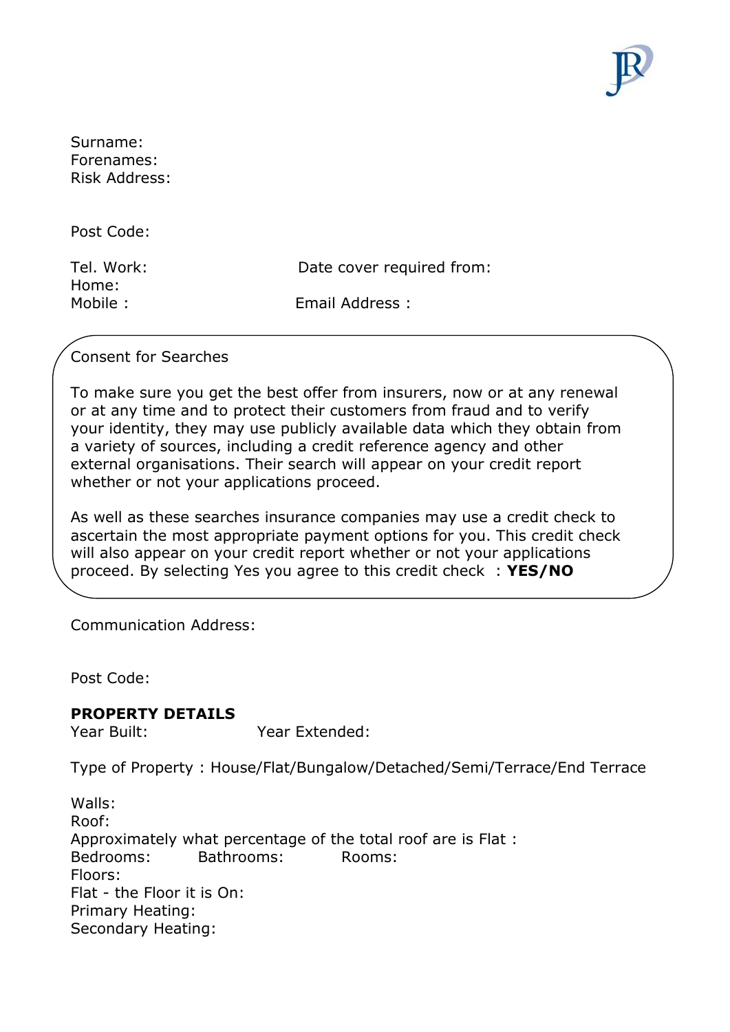Surname:
Forenames:
Risk Address:

Post Code:

Tel. Work: Date cover required from:
Home:
Mobile : Email Address :

Consent for Searches

To make sure you get the best offer from insurers, now or at any renewal or at any time and to protect their customers from fraud and to verify your identity, they may use publicly available data which they obtain from a variety of sources, including a credit reference agency and other external organisations. Their search will appear on your credit report whether or not your applications proceed.

As well as these searches insurance companies may use a credit check to ascertain the most appropriate payment options for you. This credit check will also appear on your credit report whether or not your applications proceed. By selecting Yes you agree to this credit check : **YES/NO**

Communication Address:

Post Code:

**PROPERTY DETAILS**

Year Built: Year Extended:

Type of Property : House/Flat/Bungalow/Detached/Semi/Terrace/End Terrace

Walls:
Roof:
Approximately what percentage of the total roof are is Flat :
Bedrooms: Bathrooms: Rooms:
Floors:
Flat - the Floor it is On:
Primary Heating:
Secondary Heating: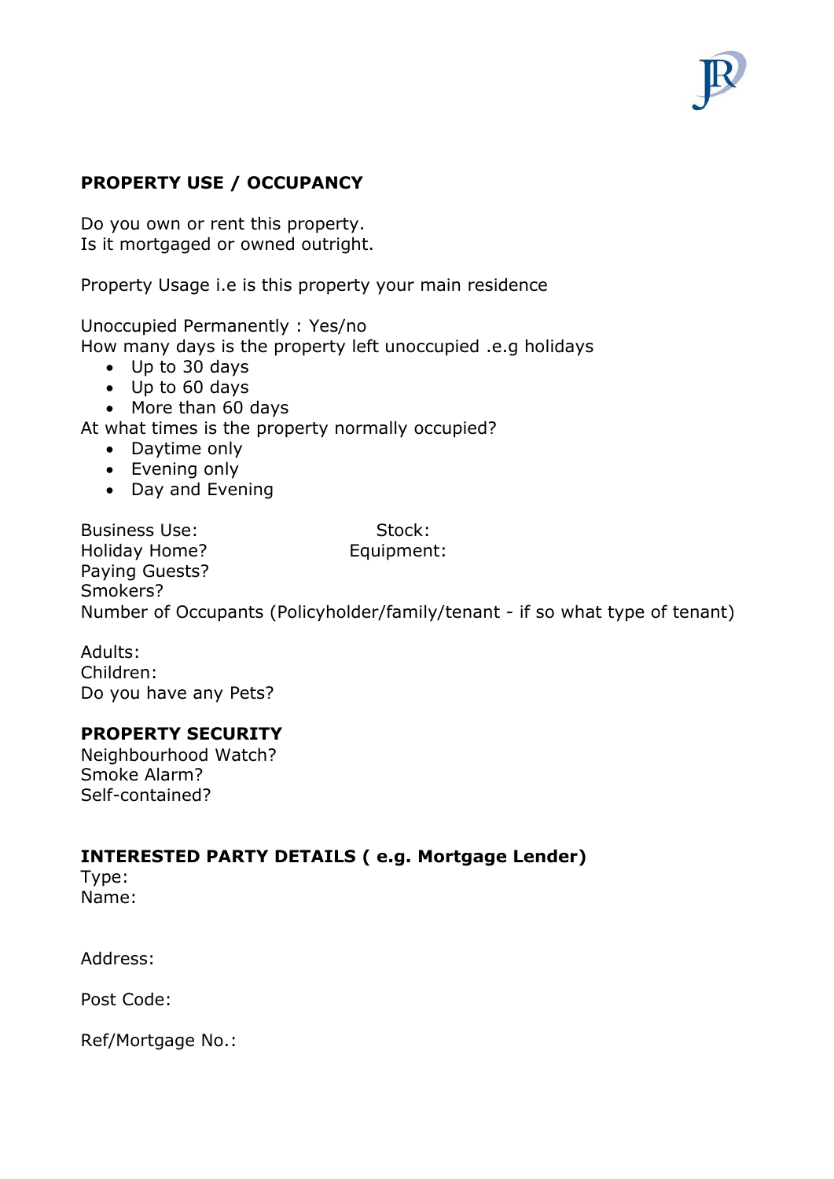**PROPERTY USE / OCCUPANCY**

Do you own or rent this property.
Is it mortgaged or owned outright.

Property Usage i.e is this property your main residence

Unoccupied Permanently : Yes/no
How many days is the property left unoccupied .e.g holidays

- Up to 30 days
- Up to 60 days
- More than 60 days

At what times is the property normally occupied?

- Daytime only
- Evening only
- Day and Evening

Business Use: Stock:
Holiday Home? Equipment:
Paying Guests?
Smokers?
Number of Occupants (Policyholder/family/tenant - if so what type of tenant)

Adults:
Children:
Do you have any Pets?

**PROPERTY SECURITY**
Neighbourhood Watch?
Smoke Alarm?
Self-contained?

**INTERESTED PARTY DETAILS ( e.g. Mortgage Lender)**
Type:
Name:

Address:

Post Code:

Ref/Mortgage No.: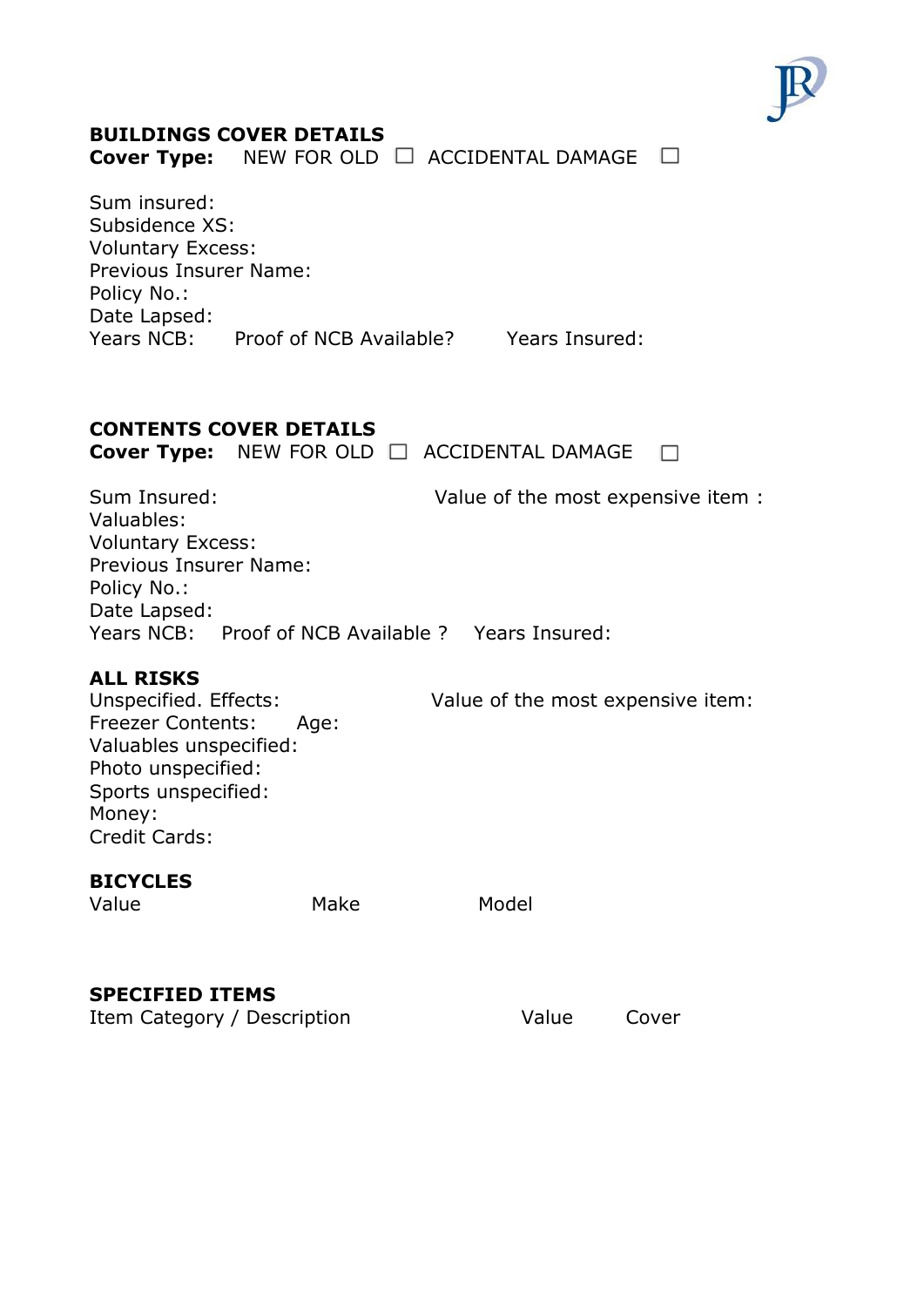**BUILDINGS COVER DETAILS**

**Cover Type:** NEW FOR OLD ☐ ACCIDENTAL DAMAGE ☐

Sum insured:
Subsidence XS:
Voluntary Excess:
Previous Insurer Name:
Policy No.:
Date Lapsed:
Years NCB: Proof of NCB Available? Years Insured:

**CONTENTS COVER DETAILS**

**Cover Type:** NEW FOR OLD ☐ ACCIDENTAL DAMAGE ☐

Sum Insured: Value of the most expensive item :
Valuables:
Voluntary Excess:
Previous Insurer Name:
Policy No.:
Date Lapsed:
Years NCB: Proof of NCB Available ? Years Insured:

**ALL RISKS**

Unspecified. Effects: Value of the most expensive item:
Freezer Contents: Age:
Valuables unspecified:
Photo unspecified:
Sports unspecified:
Money:
Credit Cards:

**BICYCLES**

| Value | Make | Model |
|---|---|---|

**SPECIFIED ITEMS**

| Item Category / Description | Value | Cover |
|---|---|---|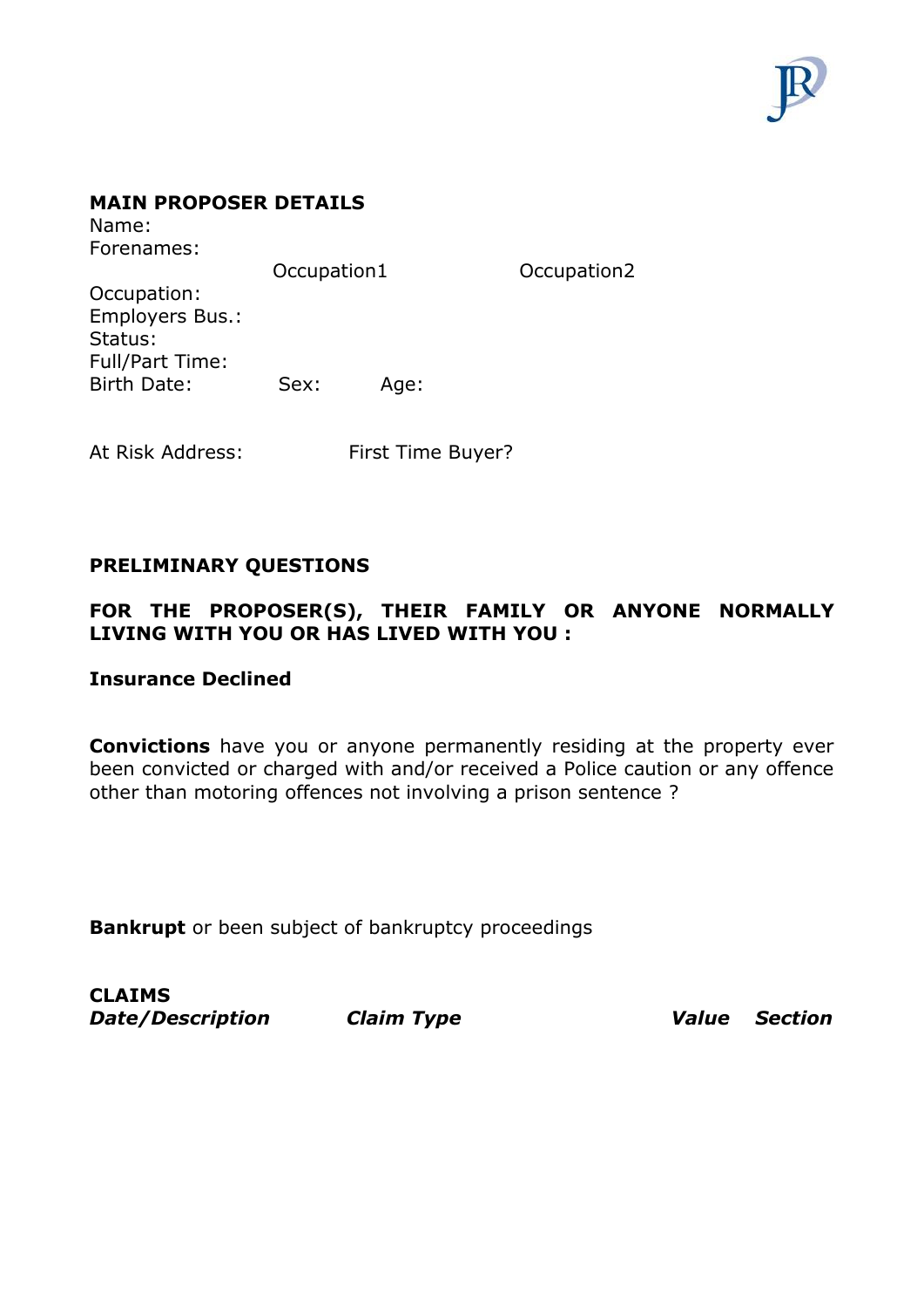**MAIN PROPOSER DETAILS**

Name:
Forenames:

| | Occupation1 | Occupation2 |
|---|---|---|
| Occupation: | | |
| Employers Bus.: | | |
| Status: | | |
| Full/Part Time: | | |

Birth Date: Sex: Age:

At Risk Address: First Time Buyer?

**PRELIMINARY QUESTIONS**

**FOR THE PROPOSER(S), THEIR FAMILY OR ANYONE NORMALLY LIVING WITH YOU OR HAS LIVED WITH YOU :**

**Insurance Declined**

**Convictions** have you or anyone permanently residing at the property ever been convicted or charged with and/or received a Police caution or any offence other than motoring offences not involving a prison sentence ?

**Bankrupt** or been subject of bankruptcy proceedings

**CLAIMS**

| ***Date/Description*** | ***Claim Type*** | ***Value*** | ***Section*** |
|---|---|---|---|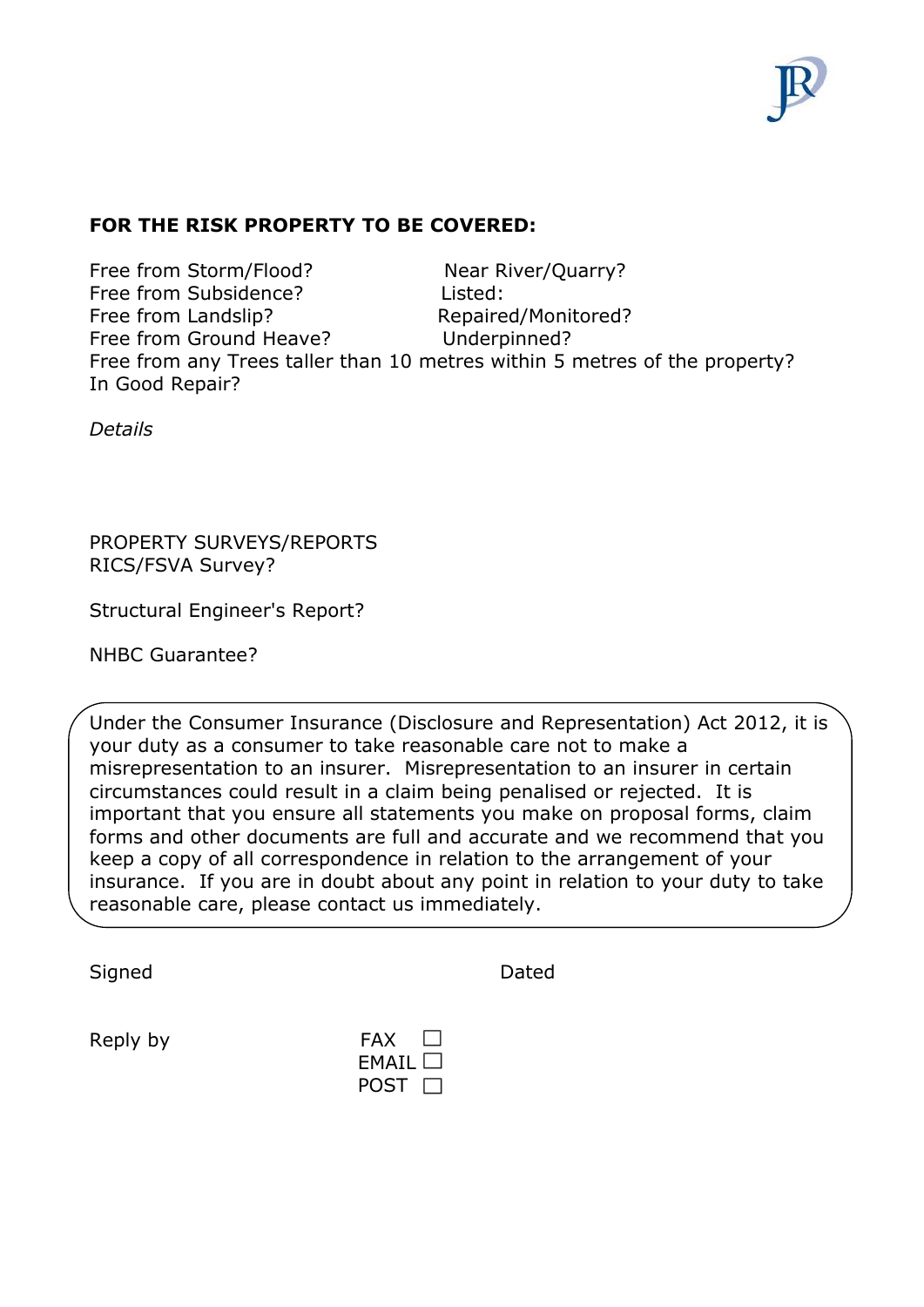**FOR THE RISK PROPERTY TO BE COVERED:**

Free from Storm/Flood?
Free from Subsidence?
Free from Landslip?
Free from Ground Heave?

Near River/Quarry?
Listed:
Repaired/Monitored?
Underpinned?

Free from any Trees taller than 10 metres within 5 metres of the property?
In Good Repair?

*Details*

PROPERTY SURVEYS/REPORTS
RICS/FSVA Survey?

Structural Engineer's Report?

NHBC Guarantee?

> Under the Consumer Insurance (Disclosure and Representation) Act 2012, it is your duty as a consumer to take reasonable care not to make a misrepresentation to an insurer. Misrepresentation to an insurer in certain circumstances could result in a claim being penalised or rejected. It is important that you ensure all statements you make on proposal forms, claim forms and other documents are full and accurate and we recommend that you keep a copy of all correspondence in relation to the arrangement of your insurance. If you are in doubt about any point in relation to your duty to take reasonable care, please contact us immediately.

Signed

Dated

Reply by

- FAX ☐
- EMAIL ☐
- POST ☐